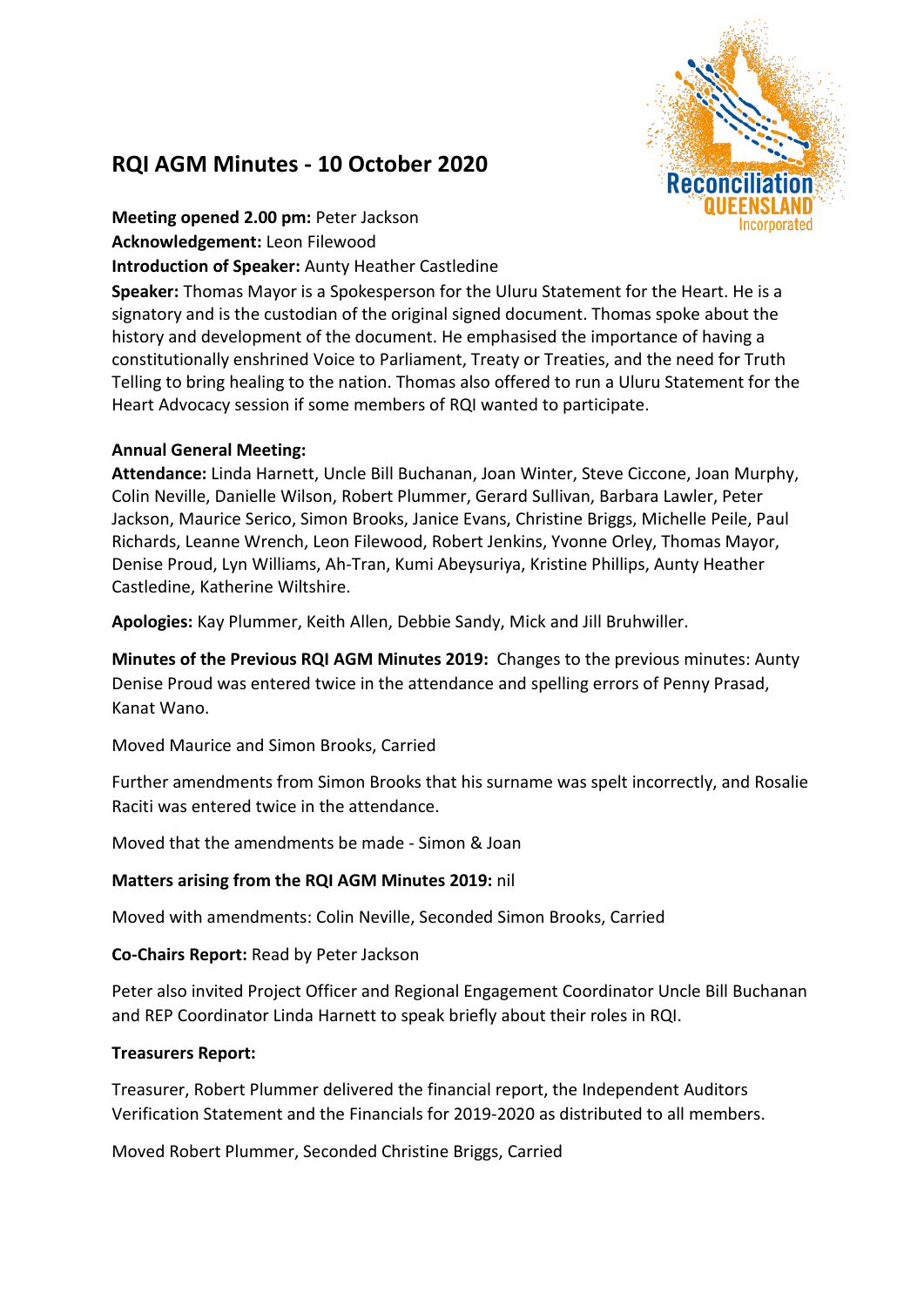# RQI AGM Minutes - 10 October 2020

**Meeting opened 2.00 pm:** Peter Jackson
**Acknowledgement:** Leon Filewood
**Introduction of Speaker:** Aunty Heather Castledine
**Speaker:** Thomas Mayor is a Spokesperson for the Uluru Statement for the Heart. He is a signatory and is the custodian of the original signed document. Thomas spoke about the history and development of the document. He emphasised the importance of having a constitutionally enshrined Voice to Parliament, Treaty or Treaties, and the need for Truth Telling to bring healing to the nation. Thomas also offered to run a Uluru Statement for the Heart Advocacy session if some members of RQI wanted to participate.

**Annual General Meeting:**
**Attendance:** Linda Harnett, Uncle Bill Buchanan, Joan Winter, Steve Ciccone, Joan Murphy, Colin Neville, Danielle Wilson, Robert Plummer, Gerard Sullivan, Barbara Lawler, Peter Jackson, Maurice Serico, Simon Brooks, Janice Evans, Christine Briggs, Michelle Peile, Paul Richards, Leanne Wrench, Leon Filewood, Robert Jenkins, Yvonne Orley, Thomas Mayor, Denise Proud, Lyn Williams, Ah-Tran, Kumi Abeysuriya, Kristine Phillips, Aunty Heather Castledine, Katherine Wiltshire.

**Apologies:** Kay Plummer, Keith Allen, Debbie Sandy, Mick and Jill Bruhwiller.

**Minutes of the Previous RQI AGM Minutes 2019:** Changes to the previous minutes: Aunty Denise Proud was entered twice in the attendance and spelling errors of Penny Prasad, Kanat Wano.

Moved Maurice and Simon Brooks, Carried

Further amendments from Simon Brooks that his surname was spelt incorrectly, and Rosalie Raciti was entered twice in the attendance.

Moved that the amendments be made - Simon & Joan

**Matters arising from the RQI AGM Minutes 2019:** nil

Moved with amendments: Colin Neville, Seconded Simon Brooks, Carried

**Co-Chairs Report:** Read by Peter Jackson

Peter also invited Project Officer and Regional Engagement Coordinator Uncle Bill Buchanan and REP Coordinator Linda Harnett to speak briefly about their roles in RQI.

**Treasurers Report:**

Treasurer, Robert Plummer delivered the financial report, the Independent Auditors Verification Statement and the Financials for 2019-2020 as distributed to all members.

Moved Robert Plummer, Seconded Christine Briggs, Carried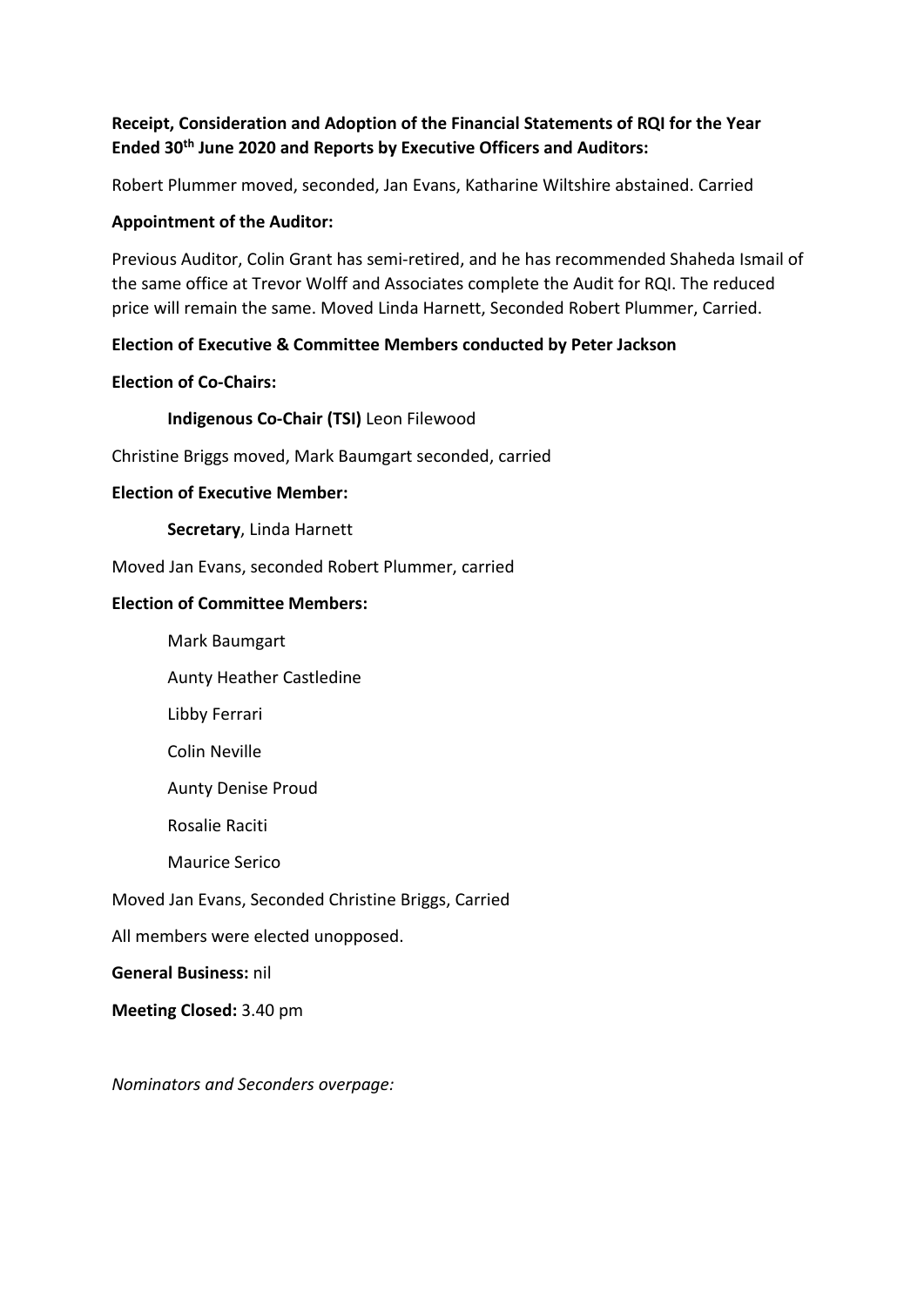**Receipt, Consideration and Adoption of the Financial Statements of RQI for the Year Ended 30th June 2020 and Reports by Executive Officers and Auditors:**

Robert Plummer moved, seconded, Jan Evans, Katharine Wiltshire abstained. Carried

**Appointment of the Auditor:**

Previous Auditor, Colin Grant has semi-retired, and he has recommended Shaheda Ismail of the same office at Trevor Wolff and Associates complete the Audit for RQI. The reduced price will remain the same. Moved Linda Harnett, Seconded Robert Plummer, Carried.

**Election of Executive & Committee Members conducted by Peter Jackson**

**Election of Co-Chairs:**

**Indigenous Co-Chair (TSI)** Leon Filewood

Christine Briggs moved, Mark Baumgart seconded, carried

**Election of Executive Member:**

**Secretary**, Linda Harnett

Moved Jan Evans, seconded Robert Plummer, carried

**Election of Committee Members:**

Mark Baumgart

Aunty Heather Castledine

Libby Ferrari

Colin Neville

Aunty Denise Proud

Rosalie Raciti

Maurice Serico

Moved Jan Evans, Seconded Christine Briggs, Carried

All members were elected unopposed.

**General Business:** nil

**Meeting Closed:** 3.40 pm

*Nominators and Seconders overpage:*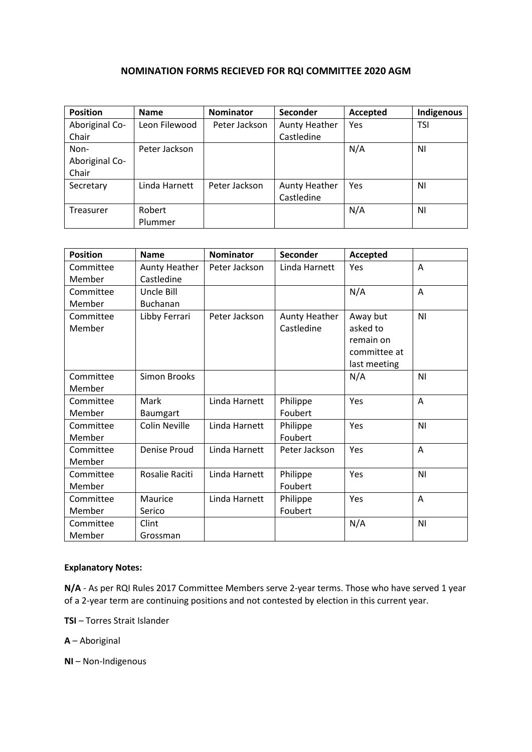**NOMINATION FORMS RECIEVED FOR RQI COMMITTEE 2020 AGM**

| Position | Name | Nominator | Seconder | Accepted | Indigenous |
|---|---|---|---|---|---|
| Aboriginal Co-Chair | Leon Filewood | Peter Jackson | Aunty Heather Castledine | Yes | TSI |
| Non-Aboriginal Co-Chair | Peter Jackson | | | N/A | NI |
| Secretary | Linda Harnett | Peter Jackson | Aunty Heather Castledine | Yes | NI |
| Treasurer | Robert Plummer | | | N/A | NI |

| Position | Name | Nominator | Seconder | Accepted | |
|---|---|---|---|---|---|
| Committee Member | Aunty Heather Castledine | Peter Jackson | Linda Harnett | Yes | A |
| Committee Member | Uncle Bill Buchanan | | | N/A | A |
| Committee Member | Libby Ferrari | Peter Jackson | Aunty Heather Castledine | Away but asked to remain on committee at last meeting | NI |
| Committee Member | Simon Brooks | | | N/A | NI |
| Committee Member | Mark Baumgart | Linda Harnett | Philippe Foubert | Yes | A |
| Committee Member | Colin Neville | Linda Harnett | Philippe Foubert | Yes | NI |
| Committee Member | Denise Proud | Linda Harnett | Peter Jackson | Yes | A |
| Committee Member | Rosalie Raciti | Linda Harnett | Philippe Foubert | Yes | NI |
| Committee Member | Maurice Serico | Linda Harnett | Philippe Foubert | Yes | A |
| Committee Member | Clint Grossman | | | N/A | NI |

**Explanatory Notes:**

**N/A** - As per RQI Rules 2017 Committee Members serve 2-year terms. Those who have served 1 year of a 2-year term are continuing positions and not contested by election in this current year.

**TSI** – Torres Strait Islander

**A** – Aboriginal

**NI** – Non-Indigenous